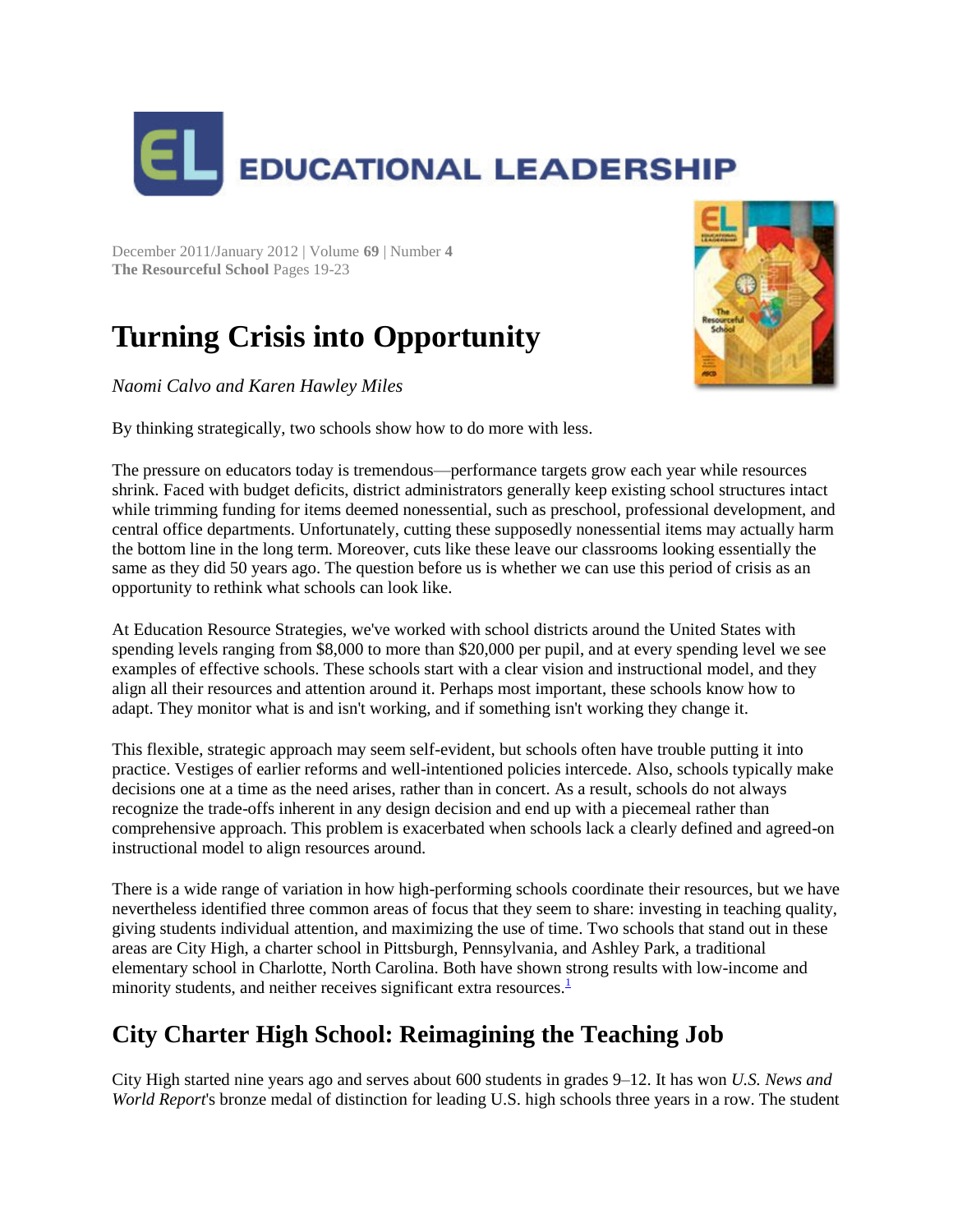# EDUCATIONAL LEADERSHIP

December 2011/January 2012 | Volume **69** | Number **4**
**The Resourceful School** Pages 19-23

# Turning Crisis into Opportunity

*Naomi Calvo and Karen Hawley Miles*

By thinking strategically, two schools show how to do more with less.

The pressure on educators today is tremendous—performance targets grow each year while resources shrink. Faced with budget deficits, district administrators generally keep existing school structures intact while trimming funding for items deemed nonessential, such as preschool, professional development, and central office departments. Unfortunately, cutting these supposedly nonessential items may actually harm the bottom line in the long term. Moreover, cuts like these leave our classrooms looking essentially the same as they did 50 years ago. The question before us is whether we can use this period of crisis as an opportunity to rethink what schools can look like.

At Education Resource Strategies, we've worked with school districts around the United States with spending levels ranging from $8,000 to more than $20,000 per pupil, and at every spending level we see examples of effective schools. These schools start with a clear vision and instructional model, and they align all their resources and attention around it. Perhaps most important, these schools know how to adapt. They monitor what is and isn't working, and if something isn't working they change it.

This flexible, strategic approach may seem self-evident, but schools often have trouble putting it into practice. Vestiges of earlier reforms and well-intentioned policies intercede. Also, schools typically make decisions one at a time as the need arises, rather than in concert. As a result, schools do not always recognize the trade-offs inherent in any design decision and end up with a piecemeal rather than comprehensive approach. This problem is exacerbated when schools lack a clearly defined and agreed-on instructional model to align resources around.

There is a wide range of variation in how high-performing schools coordinate their resources, but we have nevertheless identified three common areas of focus that they seem to share: investing in teaching quality, giving students individual attention, and maximizing the use of time. Two schools that stand out in these areas are City High, a charter school in Pittsburgh, Pennsylvania, and Ashley Park, a traditional elementary school in Charlotte, North Carolina. Both have shown strong results with low-income and minority students, and neither receives significant extra resources.[1]

## City Charter High School: Reimagining the Teaching Job

City High started nine years ago and serves about 600 students in grades 9–12. It has won *U.S. News and World Report*'s bronze medal of distinction for leading U.S. high schools three years in a row. The student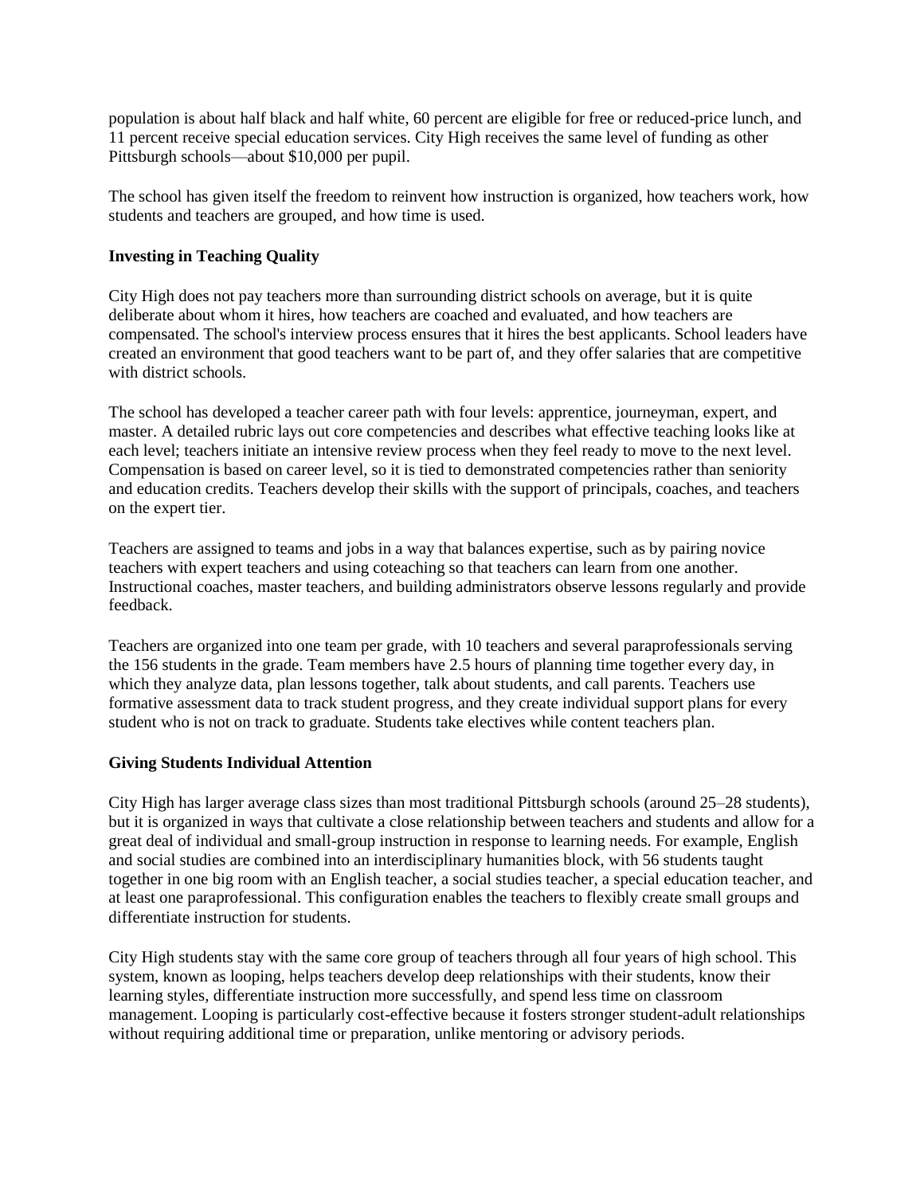population is about half black and half white, 60 percent are eligible for free or reduced-price lunch, and 11 percent receive special education services. City High receives the same level of funding as other Pittsburgh schools—about $10,000 per pupil.

The school has given itself the freedom to reinvent how instruction is organized, how teachers work, how students and teachers are grouped, and how time is used.

**Investing in Teaching Quality**

City High does not pay teachers more than surrounding district schools on average, but it is quite deliberate about whom it hires, how teachers are coached and evaluated, and how teachers are compensated. The school's interview process ensures that it hires the best applicants. School leaders have created an environment that good teachers want to be part of, and they offer salaries that are competitive with district schools.

The school has developed a teacher career path with four levels: apprentice, journeyman, expert, and master. A detailed rubric lays out core competencies and describes what effective teaching looks like at each level; teachers initiate an intensive review process when they feel ready to move to the next level. Compensation is based on career level, so it is tied to demonstrated competencies rather than seniority and education credits. Teachers develop their skills with the support of principals, coaches, and teachers on the expert tier.

Teachers are assigned to teams and jobs in a way that balances expertise, such as by pairing novice teachers with expert teachers and using coteaching so that teachers can learn from one another. Instructional coaches, master teachers, and building administrators observe lessons regularly and provide feedback.

Teachers are organized into one team per grade, with 10 teachers and several paraprofessionals serving the 156 students in the grade. Team members have 2.5 hours of planning time together every day, in which they analyze data, plan lessons together, talk about students, and call parents. Teachers use formative assessment data to track student progress, and they create individual support plans for every student who is not on track to graduate. Students take electives while content teachers plan.

**Giving Students Individual Attention**

City High has larger average class sizes than most traditional Pittsburgh schools (around 25–28 students), but it is organized in ways that cultivate a close relationship between teachers and students and allow for a great deal of individual and small-group instruction in response to learning needs. For example, English and social studies are combined into an interdisciplinary humanities block, with 56 students taught together in one big room with an English teacher, a social studies teacher, a special education teacher, and at least one paraprofessional. This configuration enables the teachers to flexibly create small groups and differentiate instruction for students.

City High students stay with the same core group of teachers through all four years of high school. This system, known as looping, helps teachers develop deep relationships with their students, know their learning styles, differentiate instruction more successfully, and spend less time on classroom management. Looping is particularly cost-effective because it fosters stronger student-adult relationships without requiring additional time or preparation, unlike mentoring or advisory periods.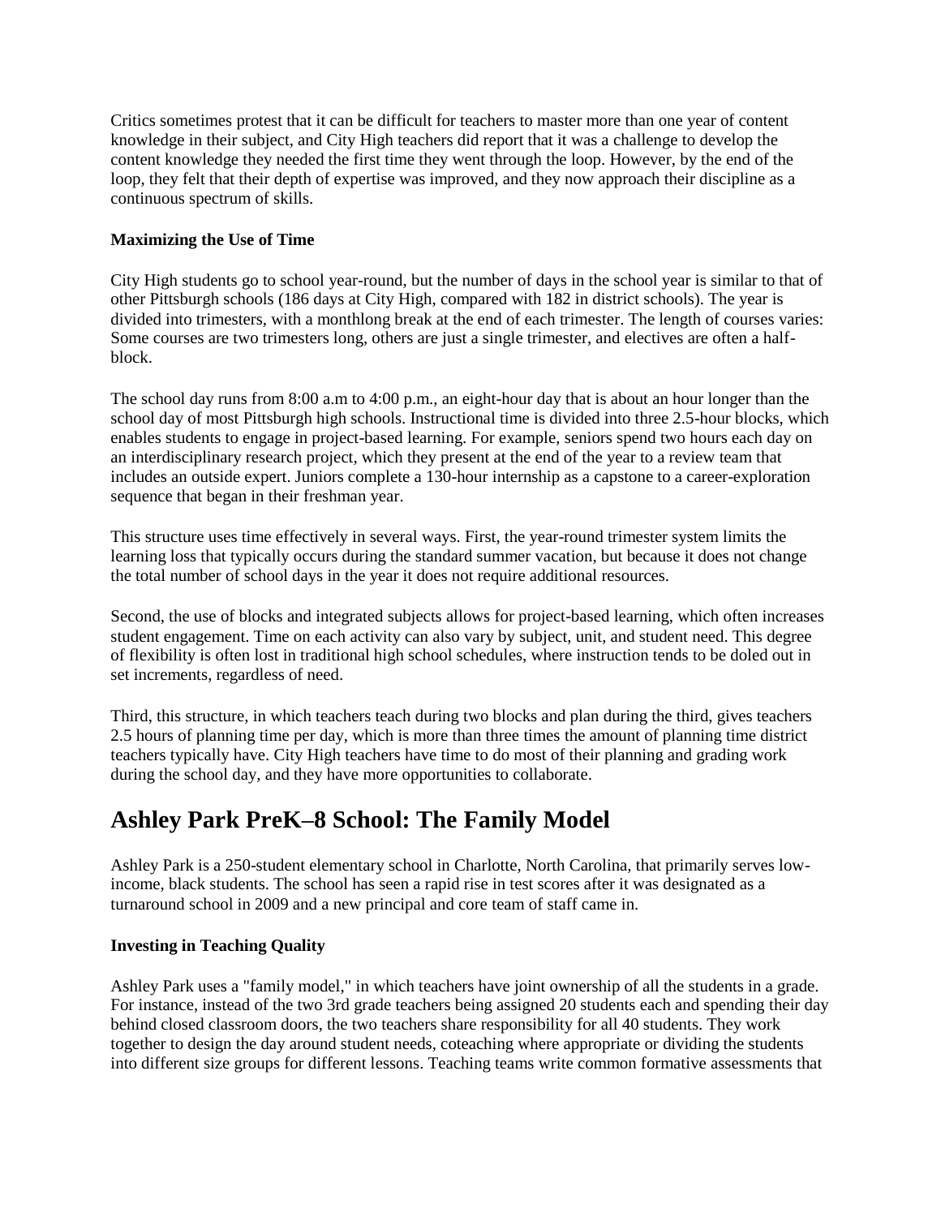Critics sometimes protest that it can be difficult for teachers to master more than one year of content knowledge in their subject, and City High teachers did report that it was a challenge to develop the content knowledge they needed the first time they went through the loop. However, by the end of the loop, they felt that their depth of expertise was improved, and they now approach their discipline as a continuous spectrum of skills.

**Maximizing the Use of Time**

City High students go to school year-round, but the number of days in the school year is similar to that of other Pittsburgh schools (186 days at City High, compared with 182 in district schools). The year is divided into trimesters, with a monthlong break at the end of each trimester. The length of courses varies: Some courses are two trimesters long, others are just a single trimester, and electives are often a half-block.

The school day runs from 8:00 a.m to 4:00 p.m., an eight-hour day that is about an hour longer than the school day of most Pittsburgh high schools. Instructional time is divided into three 2.5-hour blocks, which enables students to engage in project-based learning. For example, seniors spend two hours each day on an interdisciplinary research project, which they present at the end of the year to a review team that includes an outside expert. Juniors complete a 130-hour internship as a capstone to a career-exploration sequence that began in their freshman year.

This structure uses time effectively in several ways. First, the year-round trimester system limits the learning loss that typically occurs during the standard summer vacation, but because it does not change the total number of school days in the year it does not require additional resources.

Second, the use of blocks and integrated subjects allows for project-based learning, which often increases student engagement. Time on each activity can also vary by subject, unit, and student need. This degree of flexibility is often lost in traditional high school schedules, where instruction tends to be doled out in set increments, regardless of need.

Third, this structure, in which teachers teach during two blocks and plan during the third, gives teachers 2.5 hours of planning time per day, which is more than three times the amount of planning time district teachers typically have. City High teachers have time to do most of their planning and grading work during the school day, and they have more opportunities to collaborate.

## Ashley Park PreK–8 School: The Family Model

Ashley Park is a 250-student elementary school in Charlotte, North Carolina, that primarily serves low-income, black students. The school has seen a rapid rise in test scores after it was designated as a turnaround school in 2009 and a new principal and core team of staff came in.

**Investing in Teaching Quality**

Ashley Park uses a "family model," in which teachers have joint ownership of all the students in a grade. For instance, instead of the two 3rd grade teachers being assigned 20 students each and spending their day behind closed classroom doors, the two teachers share responsibility for all 40 students. They work together to design the day around student needs, coteaching where appropriate or dividing the students into different size groups for different lessons. Teaching teams write common formative assessments that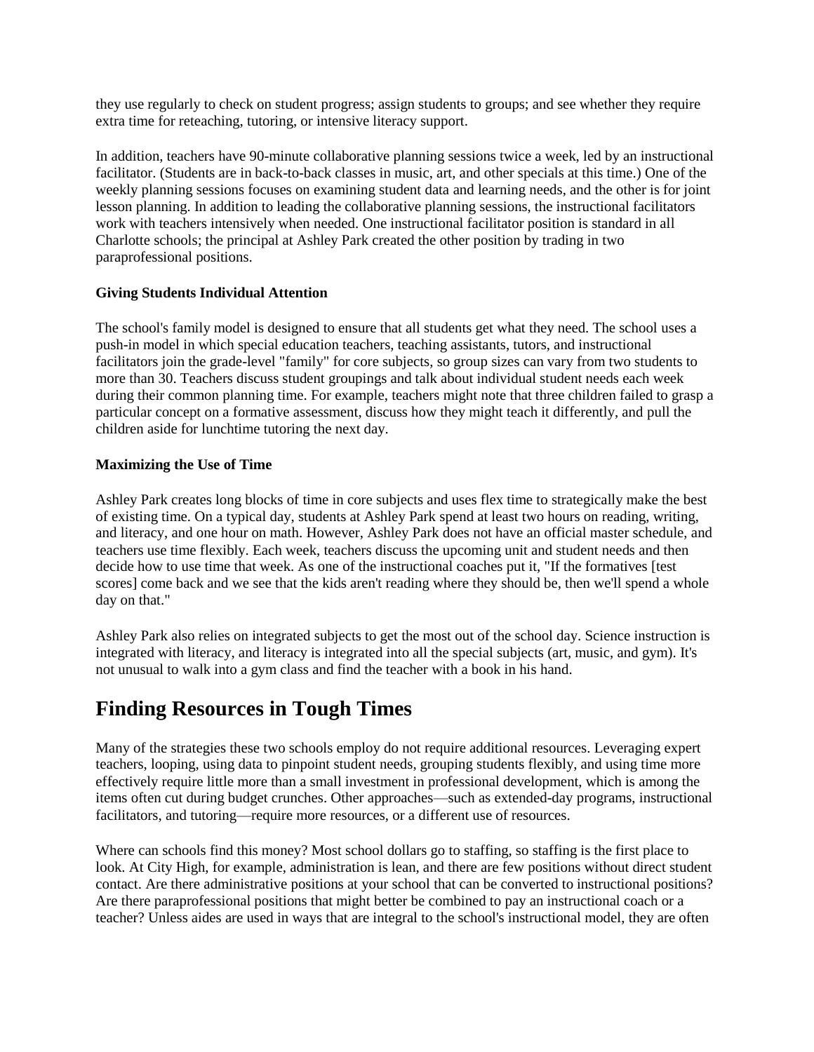they use regularly to check on student progress; assign students to groups; and see whether they require extra time for reteaching, tutoring, or intensive literacy support.

In addition, teachers have 90-minute collaborative planning sessions twice a week, led by an instructional facilitator. (Students are in back-to-back classes in music, art, and other specials at this time.) One of the weekly planning sessions focuses on examining student data and learning needs, and the other is for joint lesson planning. In addition to leading the collaborative planning sessions, the instructional facilitators work with teachers intensively when needed. One instructional facilitator position is standard in all Charlotte schools; the principal at Ashley Park created the other position by trading in two paraprofessional positions.

**Giving Students Individual Attention**

The school's family model is designed to ensure that all students get what they need. The school uses a push-in model in which special education teachers, teaching assistants, tutors, and instructional facilitators join the grade-level "family" for core subjects, so group sizes can vary from two students to more than 30. Teachers discuss student groupings and talk about individual student needs each week during their common planning time. For example, teachers might note that three children failed to grasp a particular concept on a formative assessment, discuss how they might teach it differently, and pull the children aside for lunchtime tutoring the next day.

**Maximizing the Use of Time**

Ashley Park creates long blocks of time in core subjects and uses flex time to strategically make the best of existing time. On a typical day, students at Ashley Park spend at least two hours on reading, writing, and literacy, and one hour on math. However, Ashley Park does not have an official master schedule, and teachers use time flexibly. Each week, teachers discuss the upcoming unit and student needs and then decide how to use time that week. As one of the instructional coaches put it, "If the formatives [test scores] come back and we see that the kids aren't reading where they should be, then we'll spend a whole day on that."

Ashley Park also relies on integrated subjects to get the most out of the school day. Science instruction is integrated with literacy, and literacy is integrated into all the special subjects (art, music, and gym). It's not unusual to walk into a gym class and find the teacher with a book in his hand.

## Finding Resources in Tough Times

Many of the strategies these two schools employ do not require additional resources. Leveraging expert teachers, looping, using data to pinpoint student needs, grouping students flexibly, and using time more effectively require little more than a small investment in professional development, which is among the items often cut during budget crunches. Other approaches—such as extended-day programs, instructional facilitators, and tutoring—require more resources, or a different use of resources.

Where can schools find this money? Most school dollars go to staffing, so staffing is the first place to look. At City High, for example, administration is lean, and there are few positions without direct student contact. Are there administrative positions at your school that can be converted to instructional positions? Are there paraprofessional positions that might better be combined to pay an instructional coach or a teacher? Unless aides are used in ways that are integral to the school's instructional model, they are often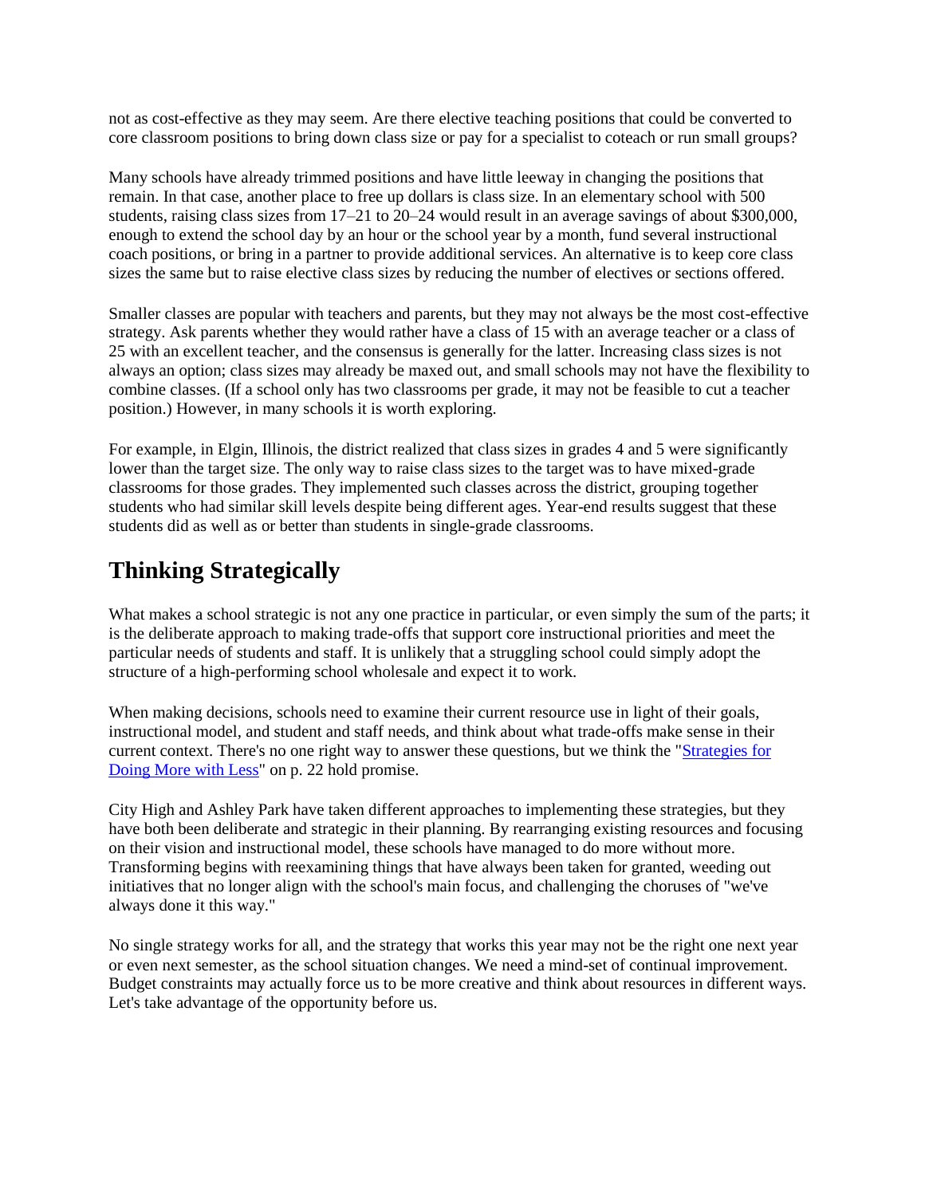not as cost-effective as they may seem. Are there elective teaching positions that could be converted to core classroom positions to bring down class size or pay for a specialist to coteach or run small groups?

Many schools have already trimmed positions and have little leeway in changing the positions that remain. In that case, another place to free up dollars is class size. In an elementary school with 500 students, raising class sizes from 17–21 to 20–24 would result in an average savings of about $300,000, enough to extend the school day by an hour or the school year by a month, fund several instructional coach positions, or bring in a partner to provide additional services. An alternative is to keep core class sizes the same but to raise elective class sizes by reducing the number of electives or sections offered.

Smaller classes are popular with teachers and parents, but they may not always be the most cost-effective strategy. Ask parents whether they would rather have a class of 15 with an average teacher or a class of 25 with an excellent teacher, and the consensus is generally for the latter. Increasing class sizes is not always an option; class sizes may already be maxed out, and small schools may not have the flexibility to combine classes. (If a school only has two classrooms per grade, it may not be feasible to cut a teacher position.) However, in many schools it is worth exploring.

For example, in Elgin, Illinois, the district realized that class sizes in grades 4 and 5 were significantly lower than the target size. The only way to raise class sizes to the target was to have mixed-grade classrooms for those grades. They implemented such classes across the district, grouping together students who had similar skill levels despite being different ages. Year-end results suggest that these students did as well as or better than students in single-grade classrooms.

## Thinking Strategically

What makes a school strategic is not any one practice in particular, or even simply the sum of the parts; it is the deliberate approach to making trade-offs that support core instructional priorities and meet the particular needs of students and staff. It is unlikely that a struggling school could simply adopt the structure of a high-performing school wholesale and expect it to work.

When making decisions, schools need to examine their current resource use in light of their goals, instructional model, and student and staff needs, and think about what trade-offs make sense in their current context. There's no one right way to answer these questions, but we think the "Strategies for Doing More with Less" on p. 22 hold promise.

City High and Ashley Park have taken different approaches to implementing these strategies, but they have both been deliberate and strategic in their planning. By rearranging existing resources and focusing on their vision and instructional model, these schools have managed to do more without more. Transforming begins with reexamining things that have always been taken for granted, weeding out initiatives that no longer align with the school's main focus, and challenging the choruses of "we've always done it this way."

No single strategy works for all, and the strategy that works this year may not be the right one next year or even next semester, as the school situation changes. We need a mind-set of continual improvement. Budget constraints may actually force us to be more creative and think about resources in different ways. Let's take advantage of the opportunity before us.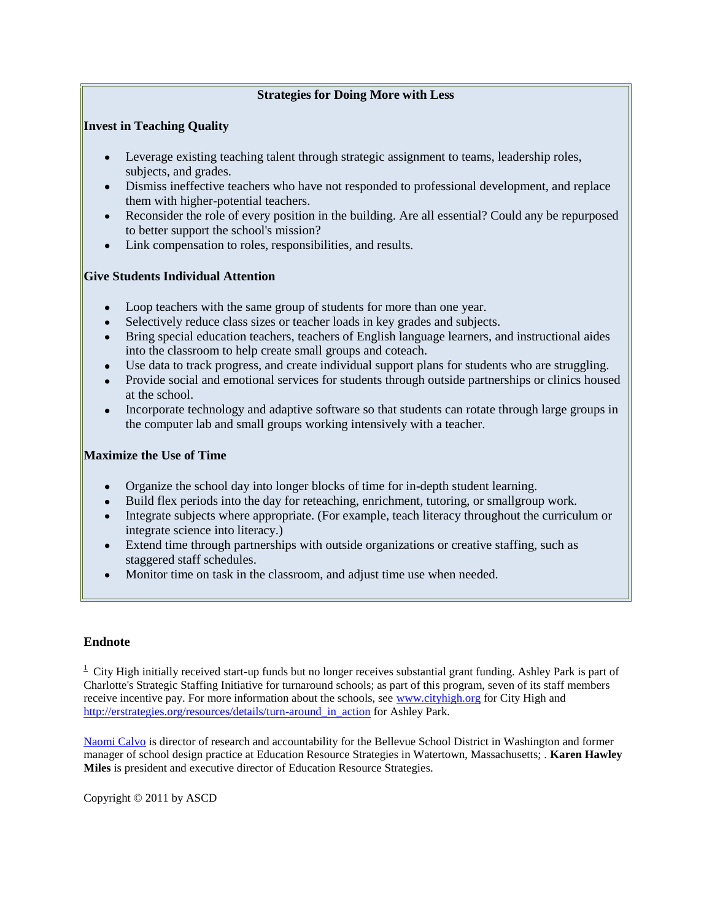**Strategies for Doing More with Less**

**Invest in Teaching Quality**

- Leverage existing teaching talent through strategic assignment to teams, leadership roles, subjects, and grades.
- Dismiss ineffective teachers who have not responded to professional development, and replace them with higher-potential teachers.
- Reconsider the role of every position in the building. Are all essential? Could any be repurposed to better support the school's mission?
- Link compensation to roles, responsibilities, and results.

**Give Students Individual Attention**

- Loop teachers with the same group of students for more than one year.
- Selectively reduce class sizes or teacher loads in key grades and subjects.
- Bring special education teachers, teachers of English language learners, and instructional aides into the classroom to help create small groups and coteach.
- Use data to track progress, and create individual support plans for students who are struggling.
- Provide social and emotional services for students through outside partnerships or clinics housed at the school.
- Incorporate technology and adaptive software so that students can rotate through large groups in the computer lab and small groups working intensively with a teacher.

**Maximize the Use of Time**

- Organize the school day into longer blocks of time for in-depth student learning.
- Build flex periods into the day for reteaching, enrichment, tutoring, or smallgroup work.
- Integrate subjects where appropriate. (For example, teach literacy throughout the curriculum or integrate science into literacy.)
- Extend time through partnerships with outside organizations or creative staffing, such as staggered staff schedules.
- Monitor time on task in the classroom, and adjust time use when needed.

## Endnote

[1] City High initially received start-up funds but no longer receives substantial grant funding. Ashley Park is part of Charlotte's Strategic Staffing Initiative for turnaround schools; as part of this program, seven of its staff members receive incentive pay. For more information about the schools, see www.cityhigh.org for City High and http://erstrategies.org/resources/details/turn-around_in_action for Ashley Park.

Naomi Calvo is director of research and accountability for the Bellevue School District in Washington and former manager of school design practice at Education Resource Strategies in Watertown, Massachusetts; . **Karen Hawley Miles** is president and executive director of Education Resource Strategies.

Copyright © 2011 by ASCD